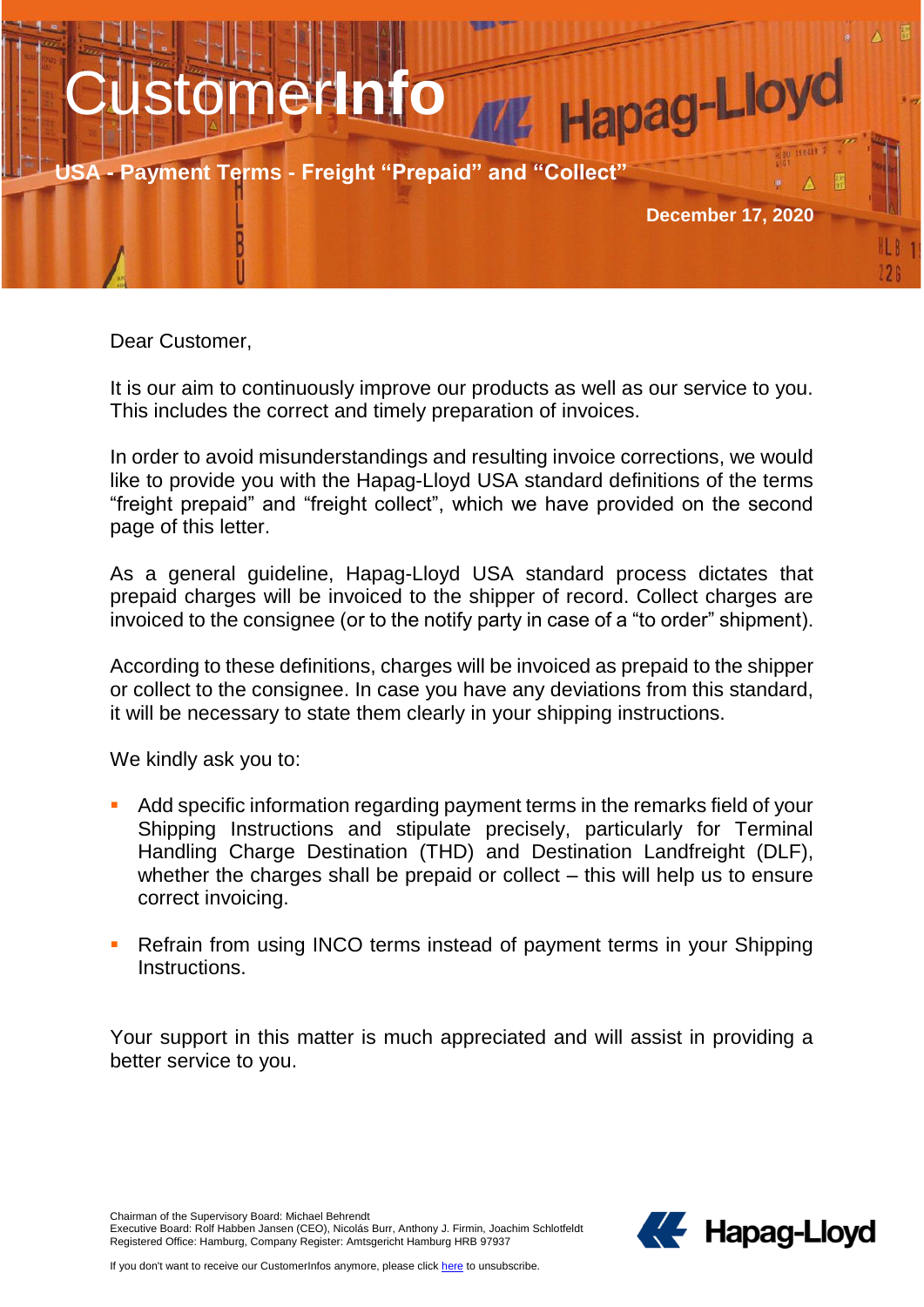# CustomerInfo

## USA - Payment Terms - Freight "Prepaid" and "Collect"

December 17, 2020

Dear Customer,

It is our aim to continuously improve our products as well as our service to you. This includes the correct and timely preparation of invoices.

In order to avoid misunderstandings and resulting invoice corrections, we would like to provide you with the Hapag-Lloyd USA standard definitions of the terms "freight prepaid" and "freight collect", which we have provided on the second page of this letter.

As a general guideline, Hapag-Lloyd USA standard process dictates that prepaid charges will be invoiced to the shipper of record. Collect charges are invoiced to the consignee (or to the notify party in case of a "to order" shipment).

According to these definitions, charges will be invoiced as prepaid to the shipper or collect to the consignee. In case you have any deviations from this standard, it will be necessary to state them clearly in your shipping instructions.

We kindly ask you to:

- Add specific information regarding payment terms in the remarks field of your Shipping Instructions and stipulate precisely, particularly for Terminal Handling Charge Destination (THD) and Destination Landfreight (DLF), whether the charges shall be prepaid or collect – this will help us to ensure correct invoicing.
- Refrain from using INCO terms instead of payment terms in your Shipping Instructions.

Your support in this matter is much appreciated and will assist in providing a better service to you.

Chairman of the Supervisory Board: Michael Behrendt
Executive Board: Rolf Habben Jansen (CEO), Nicolás Burr, Anthony J. Firmin, Joachim Schlotfeldt
Registered Office: Hamburg, Company Register: Amtsgericht Hamburg HRB 97937

If you don't want to receive our CustomerInfos anymore, please click here to unsubscribe.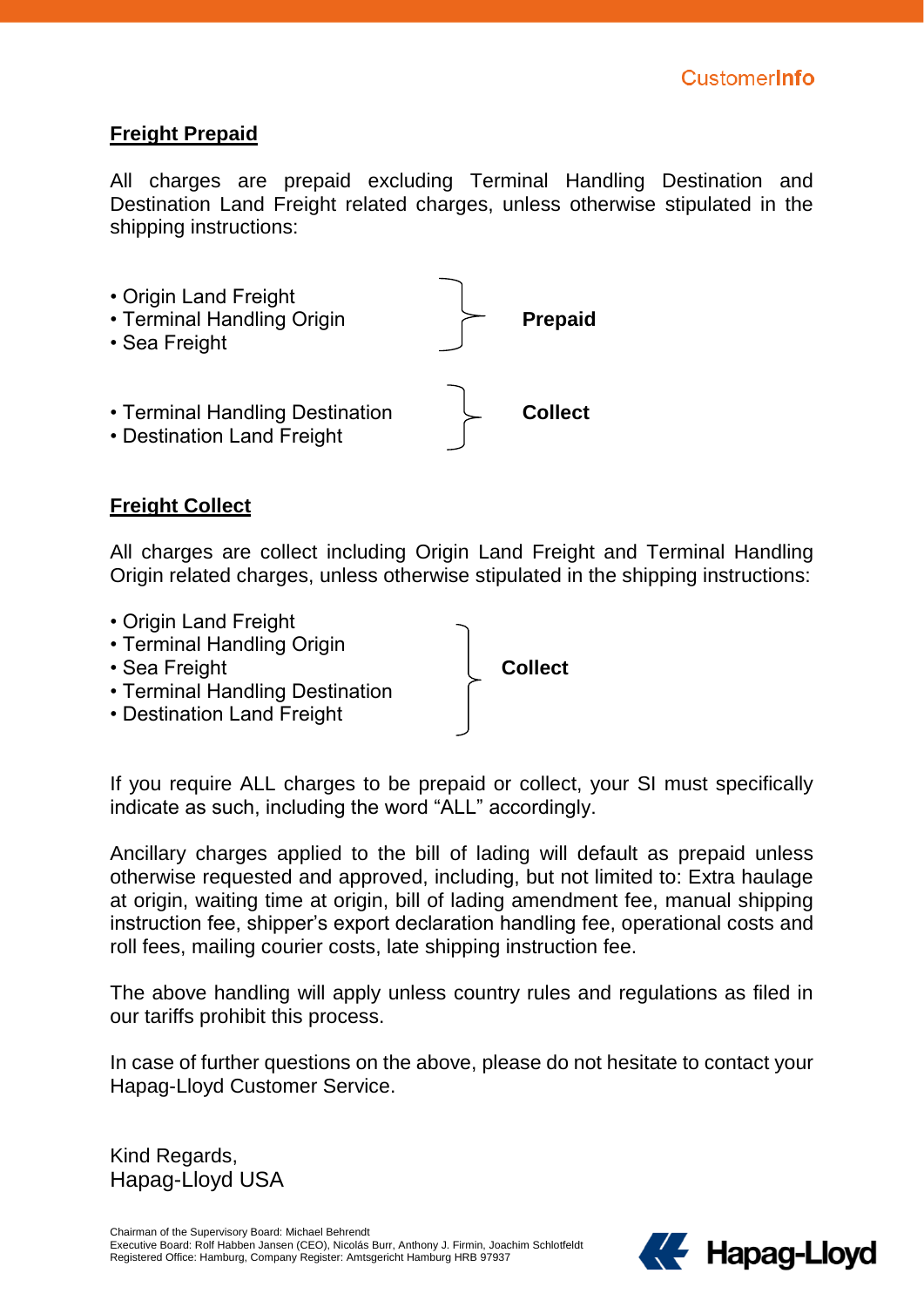## Freight Prepaid

All charges are prepaid excluding Terminal Handling Destination and Destination Land Freight related charges, unless otherwise stipulated in the shipping instructions:

- Origin Land Freight
- Terminal Handling Origin
- Sea Freight

} **Prepaid**

- Terminal Handling Destination
- Destination Land Freight

} **Collect**

## Freight Collect

All charges are collect including Origin Land Freight and Terminal Handling Origin related charges, unless otherwise stipulated in the shipping instructions:

- Origin Land Freight
- Terminal Handling Origin
- Sea Freight
- Terminal Handling Destination
- Destination Land Freight

} **Collect**

If you require ALL charges to be prepaid or collect, your SI must specifically indicate as such, including the word "ALL" accordingly.

Ancillary charges applied to the bill of lading will default as prepaid unless otherwise requested and approved, including, but not limited to: Extra haulage at origin, waiting time at origin, bill of lading amendment fee, manual shipping instruction fee, shipper's export declaration handling fee, operational costs and roll fees, mailing courier costs, late shipping instruction fee.

The above handling will apply unless country rules and regulations as filed in our tariffs prohibit this process.

In case of further questions on the above, please do not hesitate to contact your Hapag-Lloyd Customer Service.

Kind Regards,
Hapag-Lloyd USA